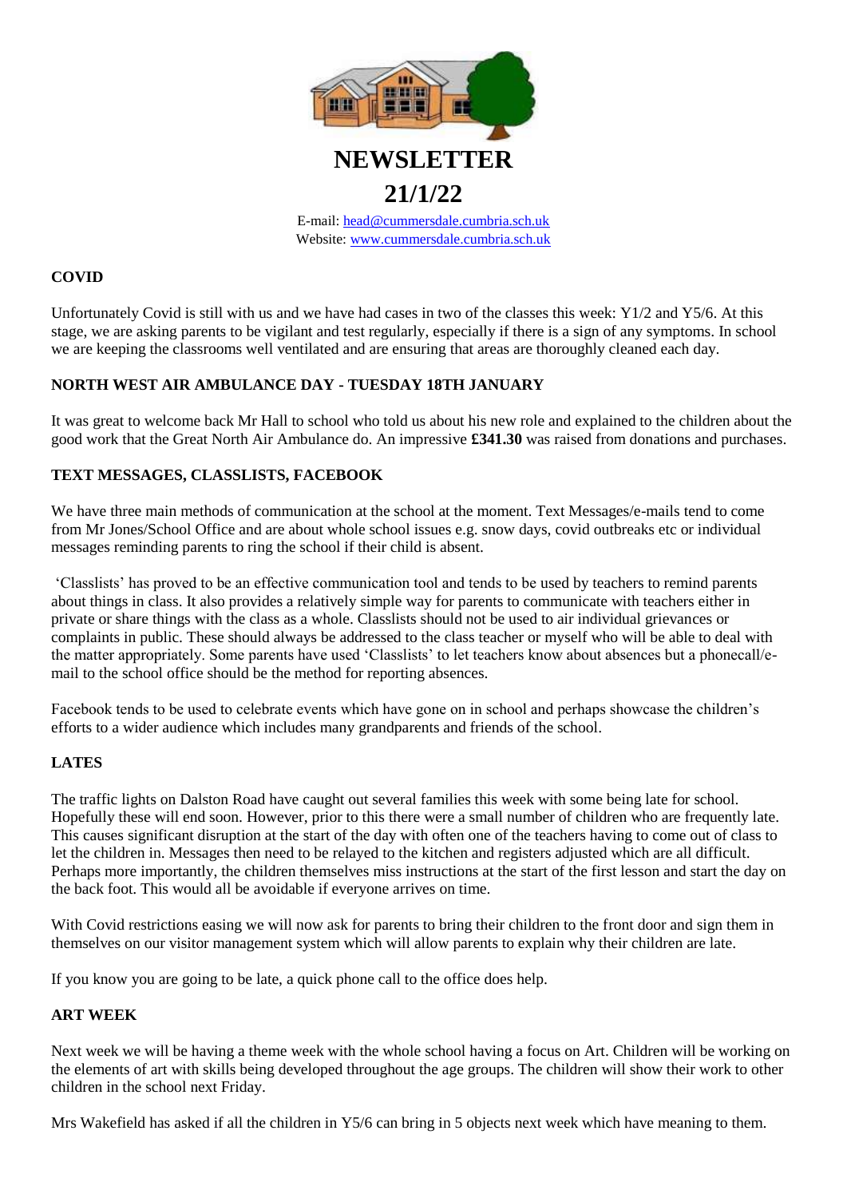# NEWSLETTER

# 21/1/22

E-mail: head@cummersdale.cumbria.sch.uk
Website: www.cummersdale.cumbria.sch.uk

**COVID**

Unfortunately Covid is still with us and we have had cases in two of the classes this week: Y1/2 and Y5/6. At this stage, we are asking parents to be vigilant and test regularly, especially if there is a sign of any symptoms. In school we are keeping the classrooms well ventilated and are ensuring that areas are thoroughly cleaned each day.

**NORTH WEST AIR AMBULANCE DAY - TUESDAY 18TH JANUARY**

It was great to welcome back Mr Hall to school who told us about his new role and explained to the children about the good work that the Great North Air Ambulance do. An impressive **£341.30** was raised from donations and purchases.

**TEXT MESSAGES, CLASSLISTS, FACEBOOK**

We have three main methods of communication at the school at the moment. Text Messages/e-mails tend to come from Mr Jones/School Office and are about whole school issues e.g. snow days, covid outbreaks etc or individual messages reminding parents to ring the school if their child is absent.

'Classlists' has proved to be an effective communication tool and tends to be used by teachers to remind parents about things in class. It also provides a relatively simple way for parents to communicate with teachers either in private or share things with the class as a whole. Classlists should not be used to air individual grievances or complaints in public. These should always be addressed to the class teacher or myself who will be able to deal with the matter appropriately. Some parents have used 'Classlists' to let teachers know about absences but a phonecall/e-mail to the school office should be the method for reporting absences.

Facebook tends to be used to celebrate events which have gone on in school and perhaps showcase the children's efforts to a wider audience which includes many grandparents and friends of the school.

**LATES**

The traffic lights on Dalston Road have caught out several families this week with some being late for school. Hopefully these will end soon. However, prior to this there were a small number of children who are frequently late. This causes significant disruption at the start of the day with often one of the teachers having to come out of class to let the children in. Messages then need to be relayed to the kitchen and registers adjusted which are all difficult. Perhaps more importantly, the children themselves miss instructions at the start of the first lesson and start the day on the back foot. This would all be avoidable if everyone arrives on time.

With Covid restrictions easing we will now ask for parents to bring their children to the front door and sign them in themselves on our visitor management system which will allow parents to explain why their children are late.

If you know you are going to be late, a quick phone call to the office does help.

**ART WEEK**

Next week we will be having a theme week with the whole school having a focus on Art. Children will be working on the elements of art with skills being developed throughout the age groups. The children will show their work to other children in the school next Friday.

Mrs Wakefield has asked if all the children in Y5/6 can bring in 5 objects next week which have meaning to them.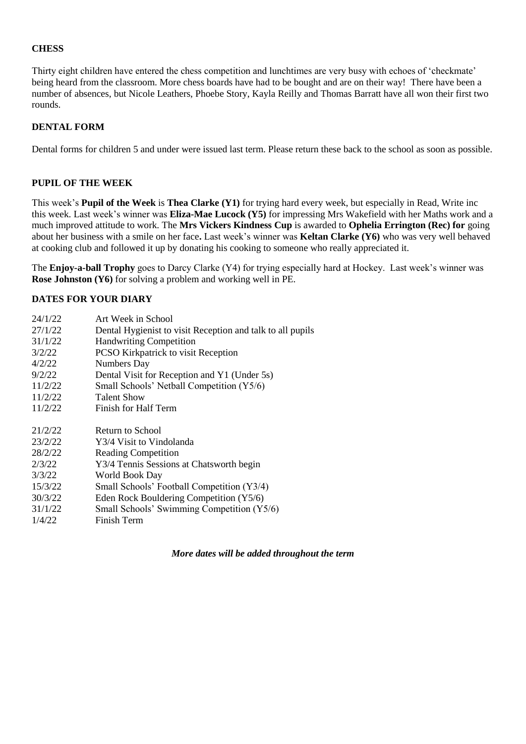## CHESS

Thirty eight children have entered the chess competition and lunchtimes are very busy with echoes of 'checkmate' being heard from the classroom. More chess boards have had to be bought and are on their way! There have been a number of absences, but Nicole Leathers, Phoebe Story, Kayla Reilly and Thomas Barratt have all won their first two rounds.

## DENTAL FORM

Dental forms for children 5 and under were issued last term. Please return these back to the school as soon as possible.

## PUPIL OF THE WEEK

This week's **Pupil of the Week** is **Thea Clarke (Y1)** for trying hard every week, but especially in Read, Write inc this week. Last week's winner was **Eliza-Mae Lucock (Y5)** for impressing Mrs Wakefield with her Maths work and a much improved attitude to work. The **Mrs Vickers Kindness Cup** is awarded to **Ophelia Errington (Rec) for** going about her business with a smile on her face**.** Last week's winner was **Keltan Clarke (Y6)** who was very well behaved at cooking club and followed it up by donating his cooking to someone who really appreciated it.

The **Enjoy-a-ball Trophy** goes to Darcy Clarke (Y4) for trying especially hard at Hockey. Last week's winner was **Rose Johnston (Y6)** for solving a problem and working well in PE.

## DATES FOR YOUR DIARY

| | |
|---|---|
| 24/1/22 | Art Week in School |
| 27/1/22 | Dental Hygienist to visit Reception and talk to all pupils |
| 31/1/22 | Handwriting Competition |
| 3/2/22 | PCSO Kirkpatrick to visit Reception |
| 4/2/22 | Numbers Day |
| 9/2/22 | Dental Visit for Reception and Y1 (Under 5s) |
| 11/2/22 | Small Schools' Netball Competition (Y5/6) |
| 11/2/22 | Talent Show |
| 11/2/22 | Finish for Half Term |
| 21/2/22 | Return to School |
| 23/2/22 | Y3/4 Visit to Vindolanda |
| 28/2/22 | Reading Competition |
| 2/3/22 | Y3/4 Tennis Sessions at Chatsworth begin |
| 3/3/22 | World Book Day |
| 15/3/22 | Small Schools' Football Competition (Y3/4) |
| 30/3/22 | Eden Rock Bouldering Competition (Y5/6) |
| 31/1/22 | Small Schools' Swimming Competition (Y5/6) |
| 1/4/22 | Finish Term |

***More dates will be added throughout the term***